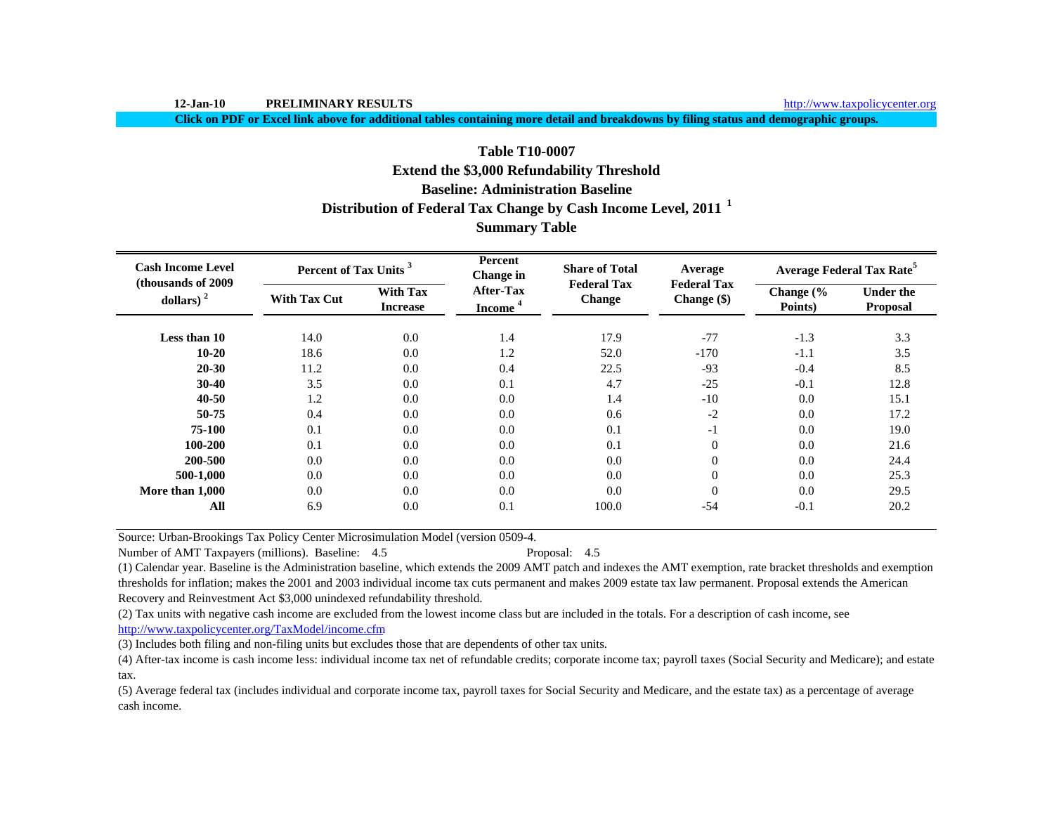12-Jan-10 **PRELIMINARY RESULTS** http://www.taxpolicycenter.org

**Click on PDF or Excel link above for additional tables containing more detail and breakdowns by filing status and demographic groups.**

## Table T10-0007
## Extend the $3,000 Refundability Threshold
## Baseline: Administration Baseline
## Distribution of Federal Tax Change by Cash Income Level, 2011 [1]
## Summary Table

| Cash Income Level (thousands of 2009 dollars) [2] | Percent of Tax Units [3] | | Percent Change in After-Tax Income [4] | Share of Total Federal Tax Change | Average Federal Tax Change ($) | Average Federal Tax Rate [5] | |
|---|---|---|---|---|---|---|---|
| | With Tax Cut | With Tax Increase | | | | Change (% Points) | Under the Proposal |
| Less than 10 | 14.0 | 0.0 | 1.4 | 17.9 | -77 | -1.3 | 3.3 |
| 10-20 | 18.6 | 0.0 | 1.2 | 52.0 | -170 | -1.1 | 3.5 |
| 20-30 | 11.2 | 0.0 | 0.4 | 22.5 | -93 | -0.4 | 8.5 |
| 30-40 | 3.5 | 0.0 | 0.1 | 4.7 | -25 | -0.1 | 12.8 |
| 40-50 | 1.2 | 0.0 | 0.0 | 1.4 | -10 | 0.0 | 15.1 |
| 50-75 | 0.4 | 0.0 | 0.0 | 0.6 | -2 | 0.0 | 17.2 |
| 75-100 | 0.1 | 0.0 | 0.0 | 0.1 | -1 | 0.0 | 19.0 |
| 100-200 | 0.1 | 0.0 | 0.0 | 0.1 | 0 | 0.0 | 21.6 |
| 200-500 | 0.0 | 0.0 | 0.0 | 0.0 | 0 | 0.0 | 24.4 |
| 500-1,000 | 0.0 | 0.0 | 0.0 | 0.0 | 0 | 0.0 | 25.3 |
| More than 1,000 | 0.0 | 0.0 | 0.0 | 0.0 | 0 | 0.0 | 29.5 |
| All | 6.9 | 0.0 | 0.1 | 100.0 | -54 | -0.1 | 20.2 |

Source: Urban-Brookings Tax Policy Center Microsimulation Model (version 0509-4.

Number of AMT Taxpayers (millions). Baseline: 4.5 Proposal: 4.5

(1) Calendar year. Baseline is the Administration baseline, which extends the 2009 AMT patch and indexes the AMT exemption, rate bracket thresholds and exemption thresholds for inflation; makes the 2001 and 2003 individual income tax cuts permanent and makes 2009 estate tax law permanent. Proposal extends the American Recovery and Reinvestment Act $3,000 unindexed refundability threshold.

(2) Tax units with negative cash income are excluded from the lowest income class but are included in the totals. For a description of cash income, see http://www.taxpolicycenter.org/TaxModel/income.cfm

(3) Includes both filing and non-filing units but excludes those that are dependents of other tax units.

(4) After-tax income is cash income less: individual income tax net of refundable credits; corporate income tax; payroll taxes (Social Security and Medicare); and estate tax.

(5) Average federal tax (includes individual and corporate income tax, payroll taxes for Social Security and Medicare, and the estate tax) as a percentage of average cash income.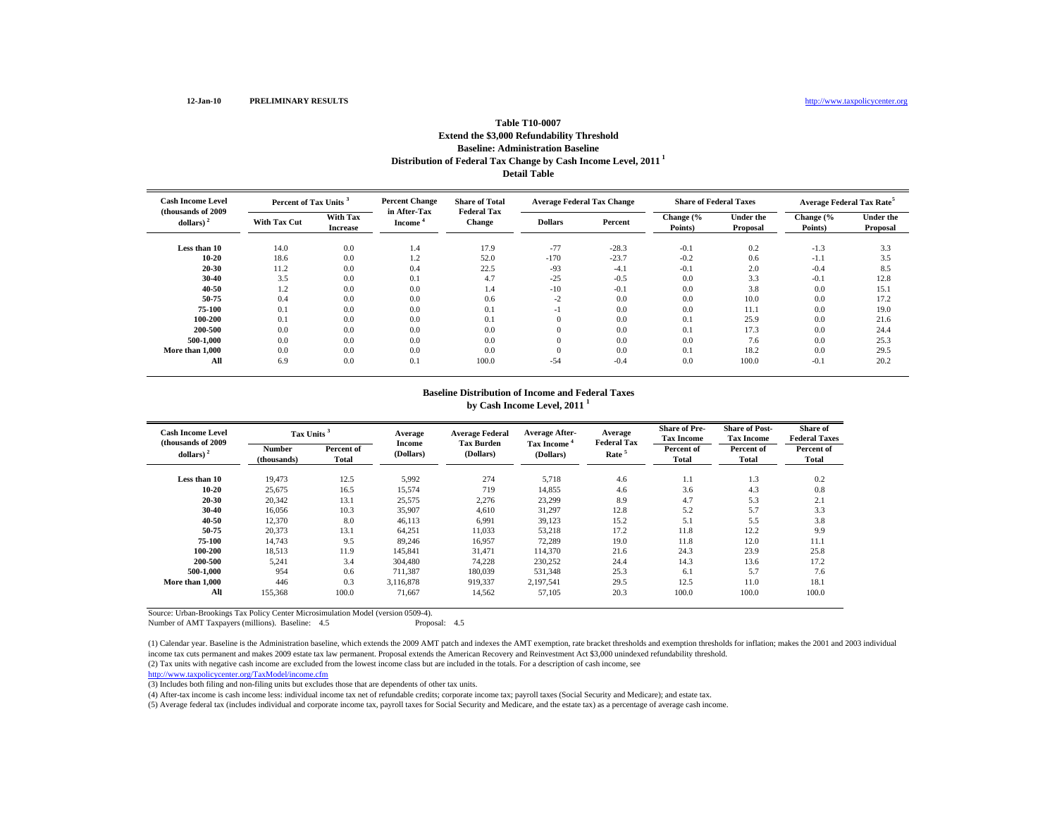12-Jan-10 **PRELIMINARY RESULTS** http://www.taxpolicycenter.org

**Table T10-0007**
**Extend the $3,000 Refundability Threshold**
**Baseline: Administration Baseline**
**Distribution of Federal Tax Change by Cash Income Level, 2011 [1]**
**Detail Table**

| Cash Income Level (thousands of 2009 dollars) [2] | Percent of Tax Units [3] | | Percent Change in After-Tax Income [4] | Share of Total Federal Tax Change | Average Federal Tax Change | | Share of Federal Taxes | | Average Federal Tax Rate [5] | |
|---|---|---|---|---|---|---|---|---|---|---|
| | With Tax Cut | With Tax Increase | | | Dollars | Percent | Change (% Points) | Under the Proposal | Change (% Points) | Under the Proposal |
| Less than 10 | 14.0 | 0.0 | 1.4 | 17.9 | -77 | -28.3 | -0.1 | 0.2 | -1.3 | 3.3 |
| 10-20 | 18.6 | 0.0 | 1.2 | 52.0 | -170 | -23.7 | -0.2 | 0.6 | -1.1 | 3.5 |
| 20-30 | 11.2 | 0.0 | 0.4 | 22.5 | -93 | -4.1 | -0.1 | 2.0 | -0.4 | 8.5 |
| 30-40 | 3.5 | 0.0 | 0.1 | 4.7 | -25 | -0.5 | 0.0 | 3.3 | -0.1 | 12.8 |
| 40-50 | 1.2 | 0.0 | 0.0 | 1.4 | -10 | -0.1 | 0.0 | 3.8 | 0.0 | 15.1 |
| 50-75 | 0.4 | 0.0 | 0.0 | 0.6 | -2 | 0.0 | 0.0 | 10.0 | 0.0 | 17.2 |
| 75-100 | 0.1 | 0.0 | 0.0 | 0.1 | -1 | 0.0 | 0.0 | 11.1 | 0.0 | 19.0 |
| 100-200 | 0.1 | 0.0 | 0.0 | 0.1 | 0 | 0.0 | 0.1 | 25.9 | 0.0 | 21.6 |
| 200-500 | 0.0 | 0.0 | 0.0 | 0.0 | 0 | 0.0 | 0.1 | 17.3 | 0.0 | 24.4 |
| 500-1,000 | 0.0 | 0.0 | 0.0 | 0.0 | 0 | 0.0 | 0.0 | 7.6 | 0.0 | 25.3 |
| More than 1,000 | 0.0 | 0.0 | 0.0 | 0.0 | 0 | 0.0 | 0.1 | 18.2 | 0.0 | 29.5 |
| All | 6.9 | 0.0 | 0.1 | 100.0 | -54 | -0.4 | 0.0 | 100.0 | -0.1 | 20.2 |

**Baseline Distribution of Income and Federal Taxes**
**by Cash Income Level, 2011 [1]**

| Cash Income Level (thousands of 2009 dollars) [2] | Tax Units [3] | | Average Income (Dollars) | Average Federal Tax Burden (Dollars) | Average After-Tax Income [4] (Dollars) | Average Federal Tax Rate [5] | Share of Pre-Tax Income | Share of Post-Tax Income | Share of Federal Taxes |
|---|---|---|---|---|---|---|---|---|---|
| | Number (thousands) | Percent of Total | | | | | Percent of Total | Percent of Total | Percent of Total |
| Less than 10 | 19,473 | 12.5 | 5,992 | 274 | 5,718 | 4.6 | 1.1 | 1.3 | 0.2 |
| 10-20 | 25,675 | 16.5 | 15,574 | 719 | 14,855 | 4.6 | 3.6 | 4.3 | 0.8 |
| 20-30 | 20,342 | 13.1 | 25,575 | 2,276 | 23,299 | 8.9 | 4.7 | 5.3 | 2.1 |
| 30-40 | 16,056 | 10.3 | 35,907 | 4,610 | 31,297 | 12.8 | 5.2 | 5.7 | 3.3 |
| 40-50 | 12,370 | 8.0 | 46,113 | 6,991 | 39,123 | 15.2 | 5.1 | 5.5 | 3.8 |
| 50-75 | 20,373 | 13.1 | 64,251 | 11,033 | 53,218 | 17.2 | 11.8 | 12.2 | 9.9 |
| 75-100 | 14,743 | 9.5 | 89,246 | 16,957 | 72,289 | 19.0 | 11.8 | 12.0 | 11.1 |
| 100-200 | 18,513 | 11.9 | 145,841 | 31,471 | 114,370 | 21.6 | 24.3 | 23.9 | 25.8 |
| 200-500 | 5,241 | 3.4 | 304,480 | 74,228 | 230,252 | 24.4 | 14.3 | 13.6 | 17.2 |
| 500-1,000 | 954 | 0.6 | 711,387 | 180,039 | 531,348 | 25.3 | 6.1 | 5.7 | 7.6 |
| More than 1,000 | 446 | 0.3 | 3,116,878 | 919,337 | 2,197,541 | 29.5 | 12.5 | 11.0 | 18.1 |
| All | 155,368 | 100.0 | 71,667 | 14,562 | 57,105 | 20.3 | 100.0 | 100.0 | 100.0 |

Source: Urban-Brookings Tax Policy Center Microsimulation Model (version 0509-4).
Number of AMT Taxpayers (millions). Baseline: 4.5 Proposal: 4.5

(1) Calendar year. Baseline is the Administration baseline, which extends the 2009 AMT patch and indexes the AMT exemption, rate bracket thresholds and exemption thresholds for inflation; makes the 2001 and 2003 individual income tax cuts permanent and makes 2009 estate tax law permanent. Proposal extends the American Recovery and Reinvestment Act $3,000 unindexed refundability threshold.

(2) Tax units with negative cash income are excluded from the lowest income class but are included in the totals. For a description of cash income, see http://www.taxpolicycenter.org/TaxModel/income.cfm

(3) Includes both filing and non-filing units but excludes those that are dependents of other tax units.

(4) After-tax income is cash income less: individual income tax net of refundable credits; corporate income tax; payroll taxes (Social Security and Medicare); and estate tax.

(5) Average federal tax (includes individual and corporate income tax, payroll taxes for Social Security and Medicare, and the estate tax) as a percentage of average cash income.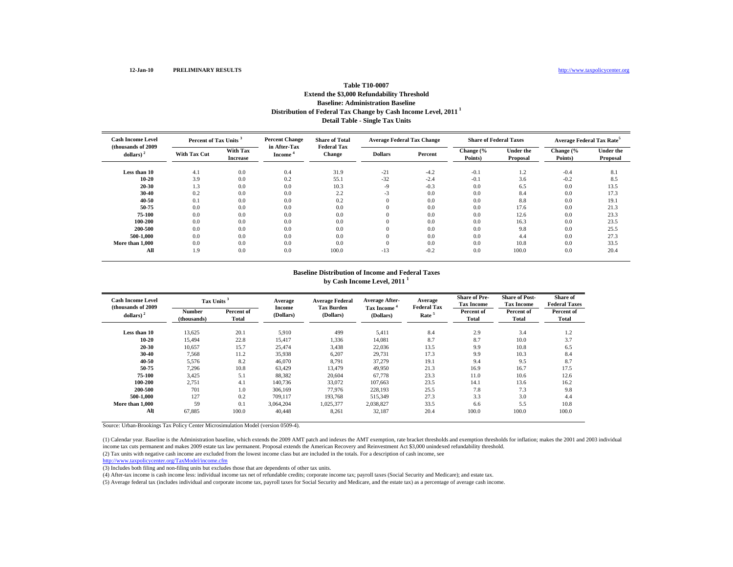12-Jan-10 **PRELIMINARY RESULTS** http://www.taxpolicycenter.org

## Table T10-0007
### Extend the $3,000 Refundability Threshold
### Baseline: Administration Baseline
### Distribution of Federal Tax Change by Cash Income Level, 2011 [1]
### Detail Table - Single Tax Units

| Cash Income Level (thousands of 2009 dollars) [2] | Percent of Tax Units [3] | | Percent Change in After-Tax Income [4] | Share of Total Federal Tax Change | Average Federal Tax Change | | Share of Federal Taxes | | Average Federal Tax Rate [5] | |
|---|---|---|---|---|---|---|---|---|---|---|
| | With Tax Cut | With Tax Increase | | | Dollars | Percent | Change (% Points) | Under the Proposal | Change (% Points) | Under the Proposal |
| Less than 10 | 4.1 | 0.0 | 0.4 | 31.9 | -21 | -4.2 | -0.1 | 1.2 | -0.4 | 8.1 |
| 10-20 | 3.9 | 0.0 | 0.2 | 55.1 | -32 | -2.4 | -0.1 | 3.6 | -0.2 | 8.5 |
| 20-30 | 1.3 | 0.0 | 0.0 | 10.3 | -9 | -0.3 | 0.0 | 6.5 | 0.0 | 13.5 |
| 30-40 | 0.2 | 0.0 | 0.0 | 2.2 | -3 | 0.0 | 0.0 | 8.4 | 0.0 | 17.3 |
| 40-50 | 0.1 | 0.0 | 0.0 | 0.2 | 0 | 0.0 | 0.0 | 8.8 | 0.0 | 19.1 |
| 50-75 | 0.0 | 0.0 | 0.0 | 0.0 | 0 | 0.0 | 0.0 | 17.6 | 0.0 | 21.3 |
| 75-100 | 0.0 | 0.0 | 0.0 | 0.0 | 0 | 0.0 | 0.0 | 12.6 | 0.0 | 23.3 |
| 100-200 | 0.0 | 0.0 | 0.0 | 0.0 | 0 | 0.0 | 0.0 | 16.3 | 0.0 | 23.5 |
| 200-500 | 0.0 | 0.0 | 0.0 | 0.0 | 0 | 0.0 | 0.0 | 9.8 | 0.0 | 25.5 |
| 500-1,000 | 0.0 | 0.0 | 0.0 | 0.0 | 0 | 0.0 | 0.0 | 4.4 | 0.0 | 27.3 |
| More than 1,000 | 0.0 | 0.0 | 0.0 | 0.0 | 0 | 0.0 | 0.0 | 10.8 | 0.0 | 33.5 |
| All | 1.9 | 0.0 | 0.0 | 100.0 | -13 | -0.2 | 0.0 | 100.0 | 0.0 | 20.4 |

### Baseline Distribution of Income and Federal Taxes by Cash Income Level, 2011 [1]

| Cash Income Level (thousands of 2009 dollars) [2] | Tax Units [3] | | Average Income (Dollars) | Average Federal Tax Burden (Dollars) | Average After-Tax Income [4] (Dollars) | Average Federal Tax Rate [5] | Share of Pre-Tax Income | Share of Post-Tax Income | Share of Federal Taxes |
|---|---|---|---|---|---|---|---|---|---|
| | Number (thousands) | Percent of Total | | | | | Percent of Total | Percent of Total | Percent of Total |
| Less than 10 | 13,625 | 20.1 | 5,910 | 499 | 5,411 | 8.4 | 2.9 | 3.4 | 1.2 |
| 10-20 | 15,494 | 22.8 | 15,417 | 1,336 | 14,081 | 8.7 | 8.7 | 10.0 | 3.7 |
| 20-30 | 10,657 | 15.7 | 25,474 | 3,438 | 22,036 | 13.5 | 9.9 | 10.8 | 6.5 |
| 30-40 | 7,568 | 11.2 | 35,938 | 6,207 | 29,731 | 17.3 | 9.9 | 10.3 | 8.4 |
| 40-50 | 5,576 | 8.2 | 46,070 | 8,791 | 37,279 | 19.1 | 9.4 | 9.5 | 8.7 |
| 50-75 | 7,296 | 10.8 | 63,429 | 13,479 | 49,950 | 21.3 | 16.9 | 16.7 | 17.5 |
| 75-100 | 3,425 | 5.1 | 88,382 | 20,604 | 67,778 | 23.3 | 11.0 | 10.6 | 12.6 |
| 100-200 | 2,751 | 4.1 | 140,736 | 33,072 | 107,663 | 23.5 | 14.1 | 13.6 | 16.2 |
| 200-500 | 701 | 1.0 | 306,169 | 77,976 | 228,193 | 25.5 | 7.8 | 7.3 | 9.8 |
| 500-1,000 | 127 | 0.2 | 709,117 | 193,768 | 515,349 | 27.3 | 3.3 | 3.0 | 4.4 |
| More than 1,000 | 59 | 0.1 | 3,064,204 | 1,025,377 | 2,038,827 | 33.5 | 6.6 | 5.5 | 10.8 |
| All | 67,885 | 100.0 | 40,448 | 8,261 | 32,187 | 20.4 | 100.0 | 100.0 | 100.0 |

Source: Urban-Brookings Tax Policy Center Microsimulation Model (version 0509-4).

(1) Calendar year. Baseline is the Administration baseline, which extends the 2009 AMT patch and indexes the AMT exemption, rate bracket thresholds and exemption thresholds for inflation; makes the 2001 and 2003 individual income tax cuts permanent and makes 2009 estate tax law permanent. Proposal extends the American Recovery and Reinvestment Act $3,000 unindexed refundability threshold.

(2) Tax units with negative cash income are excluded from the lowest income class but are included in the totals. For a description of cash income, see http://www.taxpolicycenter.org/TaxModel/income.cfm

(3) Includes both filing and non-filing units but excludes those that are dependents of other tax units.

(4) After-tax income is cash income less: individual income tax net of refundable credits; corporate income tax; payroll taxes (Social Security and Medicare); and estate tax.

(5) Average federal tax (includes individual and corporate income tax, payroll taxes for Social Security and Medicare, and the estate tax) as a percentage of average cash income.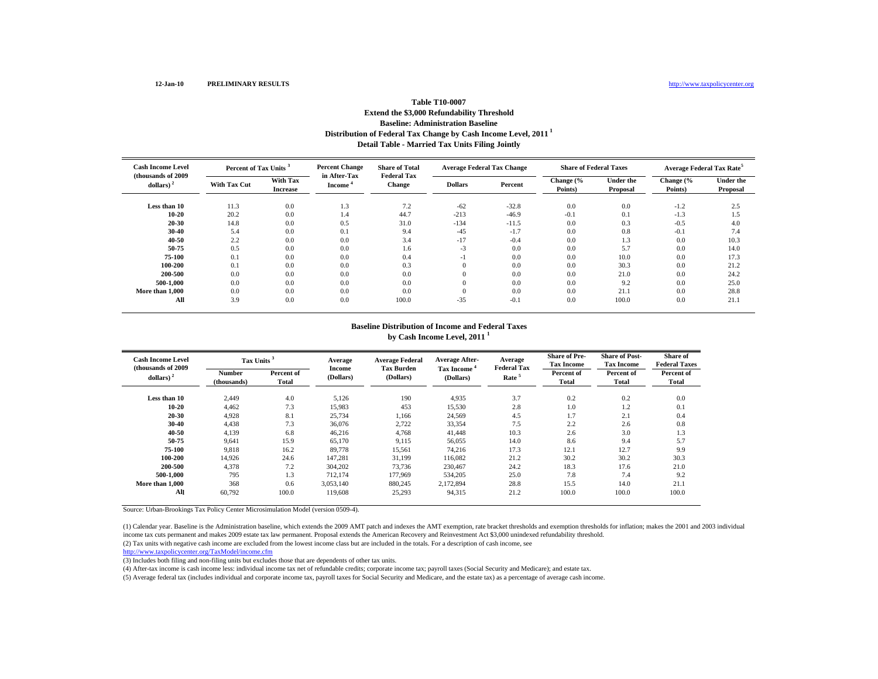12-Jan-10 **PRELIMINARY RESULTS** http://www.taxpolicycenter.org

**Table T10-0007**
**Extend the $3,000 Refundability Threshold**
**Baseline: Administration Baseline**
**Distribution of Federal Tax Change by Cash Income Level, 2011 [1]**
**Detail Table - Married Tax Units Filing Jointly**

| Cash Income Level (thousands of 2009 dollars) [2] | Percent of Tax Units [3] | | Percent Change in After-Tax Income [4] | Share of Total Federal Tax Change | Average Federal Tax Change | | Share of Federal Taxes | | Average Federal Tax Rate [5] | |
|---|---|---|---|---|---|---|---|---|---|---|
| | With Tax Cut | With Tax Increase | | | Dollars | Percent | Change (% Points) | Under the Proposal | Change (% Points) | Under the Proposal |
| Less than 10 | 11.3 | 0.0 | 1.3 | 7.2 | -62 | -32.8 | 0.0 | 0.0 | -1.2 | 2.5 |
| 10-20 | 20.2 | 0.0 | 1.4 | 44.7 | -213 | -46.9 | -0.1 | 0.1 | -1.3 | 1.5 |
| 20-30 | 14.8 | 0.0 | 0.5 | 31.0 | -134 | -11.5 | 0.0 | 0.3 | -0.5 | 4.0 |
| 30-40 | 5.4 | 0.0 | 0.1 | 9.4 | -45 | -1.7 | 0.0 | 0.8 | -0.1 | 7.4 |
| 40-50 | 2.2 | 0.0 | 0.0 | 3.4 | -17 | -0.4 | 0.0 | 1.3 | 0.0 | 10.3 |
| 50-75 | 0.5 | 0.0 | 0.0 | 1.6 | -3 | 0.0 | 0.0 | 5.7 | 0.0 | 14.0 |
| 75-100 | 0.1 | 0.0 | 0.0 | 0.4 | -1 | 0.0 | 0.0 | 10.0 | 0.0 | 17.3 |
| 100-200 | 0.1 | 0.0 | 0.0 | 0.3 | 0 | 0.0 | 0.0 | 30.3 | 0.0 | 21.2 |
| 200-500 | 0.0 | 0.0 | 0.0 | 0.0 | 0 | 0.0 | 0.0 | 21.0 | 0.0 | 24.2 |
| 500-1,000 | 0.0 | 0.0 | 0.0 | 0.0 | 0 | 0.0 | 0.0 | 9.2 | 0.0 | 25.0 |
| More than 1,000 | 0.0 | 0.0 | 0.0 | 0.0 | 0 | 0.0 | 0.0 | 21.1 | 0.0 | 28.8 |
| All | 3.9 | 0.0 | 0.0 | 100.0 | -35 | -0.1 | 0.0 | 100.0 | 0.0 | 21.1 |

**Baseline Distribution of Income and Federal Taxes**
**by Cash Income Level, 2011 [1]**

| Cash Income Level (thousands of 2009 dollars) [2] | Tax Units [3] | | Average Income (Dollars) | Average Federal Tax Burden (Dollars) | Average After-Tax Income [4] (Dollars) | Average Federal Tax Rate [5] | Share of Pre-Tax Income | Share of Post-Tax Income | Share of Federal Taxes |
|---|---|---|---|---|---|---|---|---|---|
| | Number (thousands) | Percent of Total | | | | | Percent of Total | Percent of Total | Percent of Total |
| Less than 10 | 2,449 | 4.0 | 5,126 | 190 | 4,935 | 3.7 | 0.2 | 0.2 | 0.0 |
| 10-20 | 4,462 | 7.3 | 15,983 | 453 | 15,530 | 2.8 | 1.0 | 1.2 | 0.1 |
| 20-30 | 4,928 | 8.1 | 25,734 | 1,166 | 24,569 | 4.5 | 1.7 | 2.1 | 0.4 |
| 30-40 | 4,438 | 7.3 | 36,076 | 2,722 | 33,354 | 7.5 | 2.2 | 2.6 | 0.8 |
| 40-50 | 4,139 | 6.8 | 46,216 | 4,768 | 41,448 | 10.3 | 2.6 | 3.0 | 1.3 |
| 50-75 | 9,641 | 15.9 | 65,170 | 9,115 | 56,055 | 14.0 | 8.6 | 9.4 | 5.7 |
| 75-100 | 9,818 | 16.2 | 89,778 | 15,561 | 74,216 | 17.3 | 12.1 | 12.7 | 9.9 |
| 100-200 | 14,926 | 24.6 | 147,281 | 31,199 | 116,082 | 21.2 | 30.2 | 30.2 | 30.3 |
| 200-500 | 4,378 | 7.2 | 304,202 | 73,736 | 230,467 | 24.2 | 18.3 | 17.6 | 21.0 |
| 500-1,000 | 795 | 1.3 | 712,174 | 177,969 | 534,205 | 25.0 | 7.8 | 7.4 | 9.2 |
| More than 1,000 | 368 | 0.6 | 3,053,140 | 880,245 | 2,172,894 | 28.8 | 15.5 | 14.0 | 21.1 |
| All | 60,792 | 100.0 | 119,608 | 25,293 | 94,315 | 21.2 | 100.0 | 100.0 | 100.0 |

Source: Urban-Brookings Tax Policy Center Microsimulation Model (version 0509-4).

(1) Calendar year. Baseline is the Administration baseline, which extends the 2009 AMT patch and indexes the AMT exemption, rate bracket thresholds and exemption thresholds for inflation; makes the 2001 and 2003 individual income tax cuts permanent and makes 2009 estate tax law permanent. Proposal extends the American Recovery and Reinvestment Act $3,000 unindexed refundability threshold.
(2) Tax units with negative cash income are excluded from the lowest income class but are included in the totals. For a description of cash income, see
http://www.taxpolicycenter.org/TaxModel/income.cfm
(3) Includes both filing and non-filing units but excludes those that are dependents of other tax units.
(4) After-tax income is cash income less: individual income tax net of refundable credits; corporate income tax; payroll taxes (Social Security and Medicare); and estate tax.
(5) Average federal tax (includes individual and corporate income tax, payroll taxes for Social Security and Medicare, and the estate tax) as a percentage of average cash income.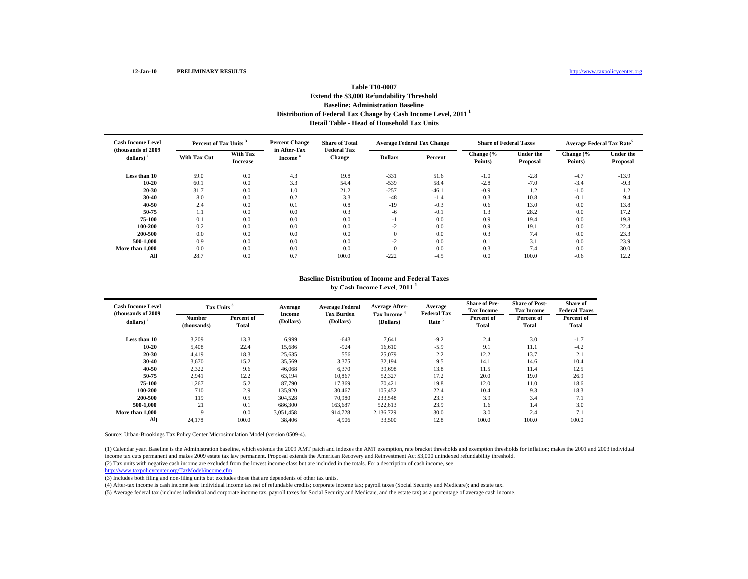12-Jan-10 **PRELIMINARY RESULTS** http://www.taxpolicycenter.org

## Table T10-0007
### Extend the $3,000 Refundability Threshold
### Baseline: Administration Baseline
### Distribution of Federal Tax Change by Cash Income Level, 2011 [1]
### Detail Table - Head of Household Tax Units

| Cash Income Level (thousands of 2009 dollars) [2] | Percent of Tax Units [3] | | Percent Change in After-Tax Income [4] | Share of Total Federal Tax Change | Average Federal Tax Change | | Share of Federal Taxes | | Average Federal Tax Rate [5] | |
|---|---|---|---|---|---|---|---|---|---|---|
| | With Tax Cut | With Tax Increase | | | Dollars | Percent | Change (% Points) | Under the Proposal | Change (% Points) | Under the Proposal |
| Less than 10 | 59.0 | 0.0 | 4.3 | 19.8 | -331 | 51.6 | -1.0 | -2.8 | -4.7 | -13.9 |
| 10-20 | 60.1 | 0.0 | 3.3 | 54.4 | -539 | 58.4 | -2.8 | -7.0 | -3.4 | -9.3 |
| 20-30 | 31.7 | 0.0 | 1.0 | 21.2 | -257 | -46.1 | -0.9 | 1.2 | -1.0 | 1.2 |
| 30-40 | 8.0 | 0.0 | 0.2 | 3.3 | -48 | -1.4 | 0.3 | 10.8 | -0.1 | 9.4 |
| 40-50 | 2.4 | 0.0 | 0.1 | 0.8 | -19 | -0.3 | 0.6 | 13.0 | 0.0 | 13.8 |
| 50-75 | 1.1 | 0.0 | 0.0 | 0.3 | -6 | -0.1 | 1.3 | 28.2 | 0.0 | 17.2 |
| 75-100 | 0.1 | 0.0 | 0.0 | 0.0 | -1 | 0.0 | 0.9 | 19.4 | 0.0 | 19.8 |
| 100-200 | 0.2 | 0.0 | 0.0 | 0.0 | -2 | 0.0 | 0.9 | 19.1 | 0.0 | 22.4 |
| 200-500 | 0.0 | 0.0 | 0.0 | 0.0 | 0 | 0.0 | 0.3 | 7.4 | 0.0 | 23.3 |
| 500-1,000 | 0.9 | 0.0 | 0.0 | 0.0 | -2 | 0.0 | 0.1 | 3.1 | 0.0 | 23.9 |
| More than 1,000 | 0.0 | 0.0 | 0.0 | 0.0 | 0 | 0.0 | 0.3 | 7.4 | 0.0 | 30.0 |
| All | 28.7 | 0.0 | 0.7 | 100.0 | -222 | -4.5 | 0.0 | 100.0 | -0.6 | 12.2 |

### Baseline Distribution of Income and Federal Taxes by Cash Income Level, 2011 [1]

| Cash Income Level (thousands of 2009 dollars) [2] | Tax Units [3] | | Average Income (Dollars) | Average Federal Tax Burden (Dollars) | Average After-Tax Income [4] (Dollars) | Average Federal Tax Rate [5] | Share of Pre-Tax Income | Share of Post-Tax Income | Share of Federal Taxes |
|---|---|---|---|---|---|---|---|---|---|
| | Number (thousands) | Percent of Total | | | | | Percent of Total | Percent of Total | Percent of Total |
| Less than 10 | 3,209 | 13.3 | 6,999 | -643 | 7,641 | -9.2 | 2.4 | 3.0 | -1.7 |
| 10-20 | 5,408 | 22.4 | 15,686 | -924 | 16,610 | -5.9 | 9.1 | 11.1 | -4.2 |
| 20-30 | 4,419 | 18.3 | 25,635 | 556 | 25,079 | 2.2 | 12.2 | 13.7 | 2.1 |
| 30-40 | 3,670 | 15.2 | 35,569 | 3,375 | 32,194 | 9.5 | 14.1 | 14.6 | 10.4 |
| 40-50 | 2,322 | 9.6 | 46,068 | 6,370 | 39,698 | 13.8 | 11.5 | 11.4 | 12.5 |
| 50-75 | 2,941 | 12.2 | 63,194 | 10,867 | 52,327 | 17.2 | 20.0 | 19.0 | 26.9 |
| 75-100 | 1,267 | 5.2 | 87,790 | 17,369 | 70,421 | 19.8 | 12.0 | 11.0 | 18.6 |
| 100-200 | 710 | 2.9 | 135,920 | 30,467 | 105,452 | 22.4 | 10.4 | 9.3 | 18.3 |
| 200-500 | 119 | 0.5 | 304,528 | 70,980 | 233,548 | 23.3 | 3.9 | 3.4 | 7.1 |
| 500-1,000 | 21 | 0.1 | 686,300 | 163,687 | 522,613 | 23.9 | 1.6 | 1.4 | 3.0 |
| More than 1,000 | 9 | 0.0 | 3,051,458 | 914,728 | 2,136,729 | 30.0 | 3.0 | 2.4 | 7.1 |
| All | 24,178 | 100.0 | 38,406 | 4,906 | 33,500 | 12.8 | 100.0 | 100.0 | 100.0 |

Source: Urban-Brookings Tax Policy Center Microsimulation Model (version 0509-4).

(1) Calendar year. Baseline is the Administration baseline, which extends the 2009 AMT patch and indexes the AMT exemption, rate bracket thresholds and exemption thresholds for inflation; makes the 2001 and 2003 individual income tax cuts permanent and makes 2009 estate tax law permanent. Proposal extends the American Recovery and Reinvestment Act $3,000 unindexed refundability threshold.

(2) Tax units with negative cash income are excluded from the lowest income class but are included in the totals. For a description of cash income, see http://www.taxpolicycenter.org/TaxModel/income.cfm

(3) Includes both filing and non-filing units but excludes those that are dependents of other tax units.

(4) After-tax income is cash income less: individual income tax net of refundable credits; corporate income tax; payroll taxes (Social Security and Medicare); and estate tax.

(5) Average federal tax (includes individual and corporate income tax, payroll taxes for Social Security and Medicare, and the estate tax) as a percentage of average cash income.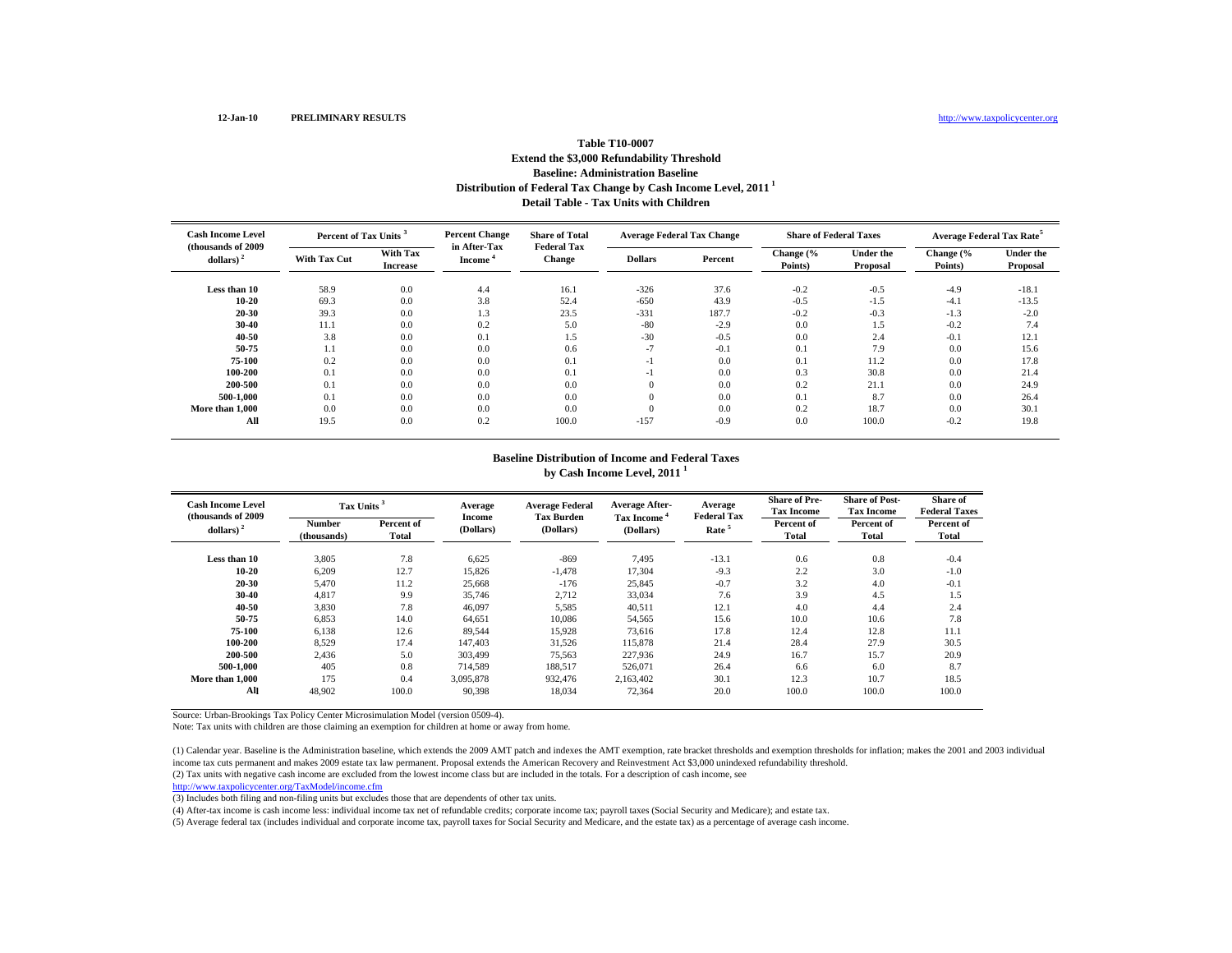12-Jan-10 **PRELIMINARY RESULTS** http://www.taxpolicycenter.org

## Table T10-0007
## Extend the $3,000 Refundability Threshold
## Baseline: Administration Baseline
## Distribution of Federal Tax Change by Cash Income Level, 2011 [1]
## Detail Table - Tax Units with Children

| Cash Income Level (thousands of 2009 dollars) [2] | Percent of Tax Units [3] | | Percent Change in After-Tax Income [4] | Share of Total Federal Tax Change | Average Federal Tax Change | | Share of Federal Taxes | | Average Federal Tax Rate [5] | |
|---|---|---|---|---|---|---|---|---|---|---|
| | With Tax Cut | With Tax Increase | | | Dollars | Percent | Change (% Points) | Under the Proposal | Change (% Points) | Under the Proposal |
| Less than 10 | 58.9 | 0.0 | 4.4 | 16.1 | -326 | 37.6 | -0.2 | -0.5 | -4.9 | -18.1 |
| 10-20 | 69.3 | 0.0 | 3.8 | 52.4 | -650 | 43.9 | -0.5 | -1.5 | -4.1 | -13.5 |
| 20-30 | 39.3 | 0.0 | 1.3 | 23.5 | -331 | 187.7 | -0.2 | -0.3 | -1.3 | -2.0 |
| 30-40 | 11.1 | 0.0 | 0.2 | 5.0 | -80 | -2.9 | 0.0 | 1.5 | -0.2 | 7.4 |
| 40-50 | 3.8 | 0.0 | 0.1 | 1.5 | -30 | -0.5 | 0.0 | 2.4 | -0.1 | 12.1 |
| 50-75 | 1.1 | 0.0 | 0.0 | 0.6 | -7 | -0.1 | 0.1 | 7.9 | 0.0 | 15.6 |
| 75-100 | 0.2 | 0.0 | 0.0 | 0.1 | -1 | 0.0 | 0.1 | 11.2 | 0.0 | 17.8 |
| 100-200 | 0.1 | 0.0 | 0.0 | 0.1 | -1 | 0.0 | 0.3 | 30.8 | 0.0 | 21.4 |
| 200-500 | 0.1 | 0.0 | 0.0 | 0.0 | 0 | 0.0 | 0.2 | 21.1 | 0.0 | 24.9 |
| 500-1,000 | 0.1 | 0.0 | 0.0 | 0.0 | 0 | 0.0 | 0.1 | 8.7 | 0.0 | 26.4 |
| More than 1,000 | 0.0 | 0.0 | 0.0 | 0.0 | 0 | 0.0 | 0.2 | 18.7 | 0.0 | 30.1 |
| All | 19.5 | 0.0 | 0.2 | 100.0 | -157 | -0.9 | 0.0 | 100.0 | -0.2 | 19.8 |

### Baseline Distribution of Income and Federal Taxes by Cash Income Level, 2011 [1]

| Cash Income Level (thousands of 2009 dollars) [2] | Tax Units [3] | | Average Income (Dollars) | Average Federal Tax Burden (Dollars) | Average After-Tax Income [4] (Dollars) | Average Federal Tax Rate [5] | Share of Pre-Tax Income | Share of Post-Tax Income | Share of Federal Taxes |
|---|---|---|---|---|---|---|---|---|---|
| | Number (thousands) | Percent of Total | | | | | Percent of Total | Percent of Total | Percent of Total |
| Less than 10 | 3,805 | 7.8 | 6,625 | -869 | 7,495 | -13.1 | 0.6 | 0.8 | -0.4 |
| 10-20 | 6,209 | 12.7 | 15,826 | -1,478 | 17,304 | -9.3 | 2.2 | 3.0 | -1.0 |
| 20-30 | 5,470 | 11.2 | 25,668 | -176 | 25,845 | -0.7 | 3.2 | 4.0 | -0.1 |
| 30-40 | 4,817 | 9.9 | 35,746 | 2,712 | 33,034 | 7.6 | 3.9 | 4.5 | 1.5 |
| 40-50 | 3,830 | 7.8 | 46,097 | 5,585 | 40,511 | 12.1 | 4.0 | 4.4 | 2.4 |
| 50-75 | 6,853 | 14.0 | 64,651 | 10,086 | 54,565 | 15.6 | 10.0 | 10.6 | 7.8 |
| 75-100 | 6,138 | 12.6 | 89,544 | 15,928 | 73,616 | 17.8 | 12.4 | 12.8 | 11.1 |
| 100-200 | 8,529 | 17.4 | 147,403 | 31,526 | 115,878 | 21.4 | 28.4 | 27.9 | 30.5 |
| 200-500 | 2,436 | 5.0 | 303,499 | 75,563 | 227,936 | 24.9 | 16.7 | 15.7 | 20.9 |
| 500-1,000 | 405 | 0.8 | 714,589 | 188,517 | 526,071 | 26.4 | 6.6 | 6.0 | 8.7 |
| More than 1,000 | 175 | 0.4 | 3,095,878 | 932,476 | 2,163,402 | 30.1 | 12.3 | 10.7 | 18.5 |
| All | 48,902 | 100.0 | 90,398 | 18,034 | 72,364 | 20.0 | 100.0 | 100.0 | 100.0 |

Source: Urban-Brookings Tax Policy Center Microsimulation Model (version 0509-4).

Note: Tax units with children are those claiming an exemption for children at home or away from home.

(1) Calendar year. Baseline is the Administration baseline, which extends the 2009 AMT patch and indexes the AMT exemption, rate bracket thresholds and exemption thresholds for inflation; makes the 2001 and 2003 individual income tax cuts permanent and makes 2009 estate tax law permanent. Proposal extends the American Recovery and Reinvestment Act $3,000 unindexed refundability threshold.

(2) Tax units with negative cash income are excluded from the lowest income class but are included in the totals. For a description of cash income, see http://www.taxpolicycenter.org/TaxModel/income.cfm

(3) Includes both filing and non-filing units but excludes those that are dependents of other tax units.

(4) After-tax income is cash income less: individual income tax net of refundable credits; corporate income tax; payroll taxes (Social Security and Medicare); and estate tax.

(5) Average federal tax (includes individual and corporate income tax, payroll taxes for Social Security and Medicare, and the estate tax) as a percentage of average cash income.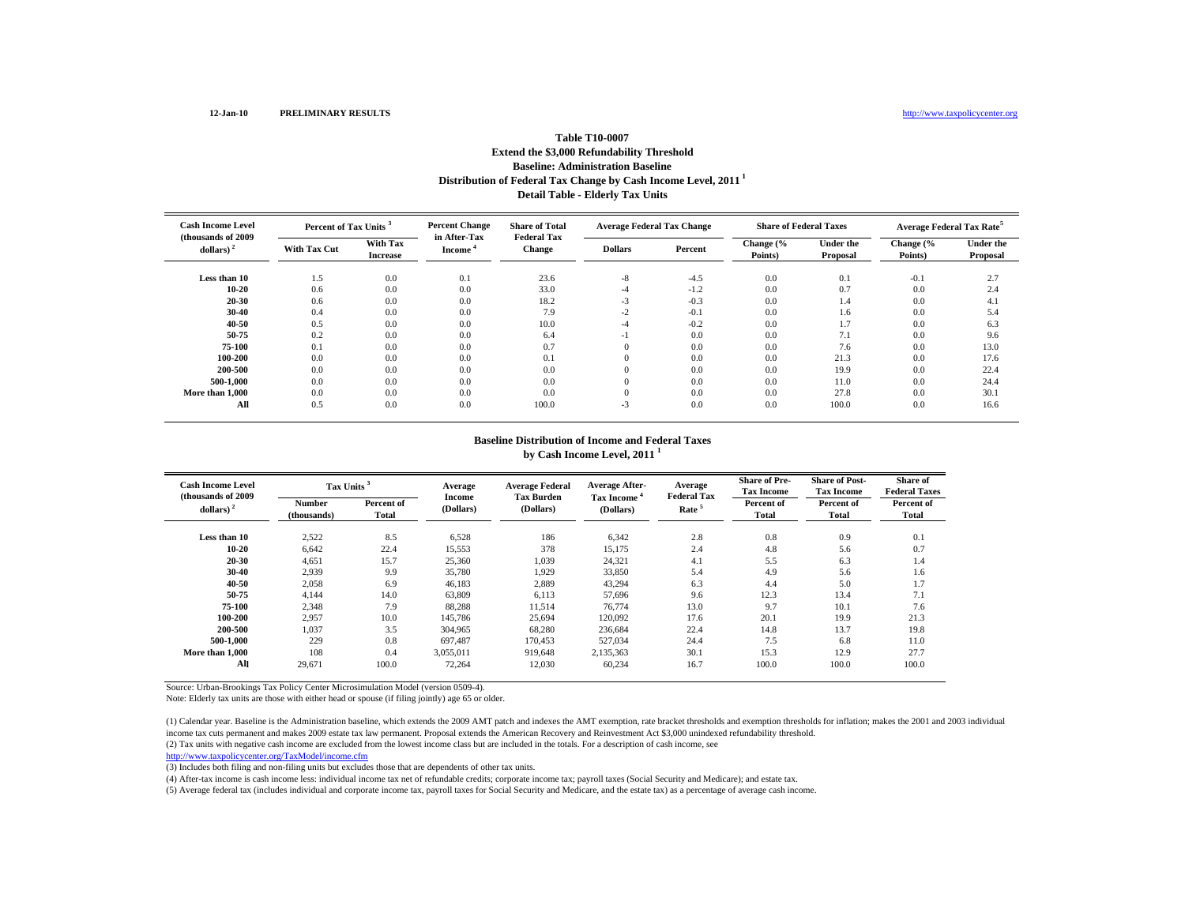12-Jan-10 PRELIMINARY RESULTS http://www.taxpolicycenter.org

**Table T10-0007**
**Extend the $3,000 Refundability Threshold**
**Baseline: Administration Baseline**
**Distribution of Federal Tax Change by Cash Income Level, 2011 [1]**
**Detail Table - Elderly Tax Units**

| Cash Income Level (thousands of 2009 dollars) [2] | Percent of Tax Units [3] | | Percent Change in After-Tax Income [4] | Share of Total Federal Tax Change | Average Federal Tax Change | | Share of Federal Taxes | | Average Federal Tax Rate [5] | |
|---|---|---|---|---|---|---|---|---|---|---|
| | With Tax Cut | With Tax Increase | | | Dollars | Percent | Change (% Points) | Under the Proposal | Change (% Points) | Under the Proposal |
| Less than 10 | 1.5 | 0.0 | 0.1 | 23.6 | -8 | -4.5 | 0.0 | 0.1 | -0.1 | 2.7 |
| 10-20 | 0.6 | 0.0 | 0.0 | 33.0 | -4 | -1.2 | 0.0 | 0.7 | 0.0 | 2.4 |
| 20-30 | 0.6 | 0.0 | 0.0 | 18.2 | -3 | -0.3 | 0.0 | 1.4 | 0.0 | 4.1 |
| 30-40 | 0.4 | 0.0 | 0.0 | 7.9 | -2 | -0.1 | 0.0 | 1.6 | 0.0 | 5.4 |
| 40-50 | 0.5 | 0.0 | 0.0 | 10.0 | -4 | -0.2 | 0.0 | 1.7 | 0.0 | 6.3 |
| 50-75 | 0.2 | 0.0 | 0.0 | 6.4 | -1 | 0.0 | 0.0 | 7.1 | 0.0 | 9.6 |
| 75-100 | 0.1 | 0.0 | 0.0 | 0.7 | 0 | 0.0 | 0.0 | 7.6 | 0.0 | 13.0 |
| 100-200 | 0.0 | 0.0 | 0.0 | 0.1 | 0 | 0.0 | 0.0 | 21.3 | 0.0 | 17.6 |
| 200-500 | 0.0 | 0.0 | 0.0 | 0.0 | 0 | 0.0 | 0.0 | 19.9 | 0.0 | 22.4 |
| 500-1,000 | 0.0 | 0.0 | 0.0 | 0.0 | 0 | 0.0 | 0.0 | 11.0 | 0.0 | 24.4 |
| More than 1,000 | 0.0 | 0.0 | 0.0 | 0.0 | 0 | 0.0 | 0.0 | 27.8 | 0.0 | 30.1 |
| All | 0.5 | 0.0 | 0.0 | 100.0 | -3 | 0.0 | 0.0 | 100.0 | 0.0 | 16.6 |

**Baseline Distribution of Income and Federal Taxes**
**by Cash Income Level, 2011 [1]**

| Cash Income Level (thousands of 2009 dollars) [2] | Tax Units [3] | | Average Income (Dollars) | Average Federal Tax Burden (Dollars) | Average After-Tax Income [4] (Dollars) | Average Federal Tax Rate [5] | Share of Pre-Tax Income | Share of Post-Tax Income | Share of Federal Taxes |
|---|---|---|---|---|---|---|---|---|---|
| | Number (thousands) | Percent of Total | | | | | Percent of Total | Percent of Total | Percent of Total |
| Less than 10 | 2,522 | 8.5 | 6,528 | 186 | 6,342 | 2.8 | 0.8 | 0.9 | 0.1 |
| 10-20 | 6,642 | 22.4 | 15,553 | 378 | 15,175 | 2.4 | 4.8 | 5.6 | 0.7 |
| 20-30 | 4,651 | 15.7 | 25,360 | 1,039 | 24,321 | 4.1 | 5.5 | 6.3 | 1.4 |
| 30-40 | 2,939 | 9.9 | 35,780 | 1,929 | 33,850 | 5.4 | 4.9 | 5.6 | 1.6 |
| 40-50 | 2,058 | 6.9 | 46,183 | 2,889 | 43,294 | 6.3 | 4.4 | 5.0 | 1.7 |
| 50-75 | 4,144 | 14.0 | 63,809 | 6,113 | 57,696 | 9.6 | 12.3 | 13.4 | 7.1 |
| 75-100 | 2,348 | 7.9 | 88,288 | 11,514 | 76,774 | 13.0 | 9.7 | 10.1 | 7.6 |
| 100-200 | 2,957 | 10.0 | 145,786 | 25,694 | 120,092 | 17.6 | 20.1 | 19.9 | 21.3 |
| 200-500 | 1,037 | 3.5 | 304,965 | 68,280 | 236,684 | 22.4 | 14.8 | 13.7 | 19.8 |
| 500-1,000 | 229 | 0.8 | 697,487 | 170,453 | 527,034 | 24.4 | 7.5 | 6.8 | 11.0 |
| More than 1,000 | 108 | 0.4 | 3,055,011 | 919,648 | 2,135,363 | 30.1 | 15.3 | 12.9 | 27.7 |
| All | 29,671 | 100.0 | 72,264 | 12,030 | 60,234 | 16.7 | 100.0 | 100.0 | 100.0 |

Source: Urban-Brookings Tax Policy Center Microsimulation Model (version 0509-4).

Note: Elderly tax units are those with either head or spouse (if filing jointly) age 65 or older.

(1) Calendar year. Baseline is the Administration baseline, which extends the 2009 AMT patch and indexes the AMT exemption, rate bracket thresholds and exemption thresholds for inflation; makes the 2001 and 2003 individual income tax cuts permanent and makes 2009 estate tax law permanent. Proposal extends the American Recovery and Reinvestment Act $3,000 unindexed refundability threshold.

(2) Tax units with negative cash income are excluded from the lowest income class but are included in the totals. For a description of cash income, see http://www.taxpolicycenter.org/TaxModel/income.cfm

(3) Includes both filing and non-filing units but excludes those that are dependents of other tax units.

(4) After-tax income is cash income less: individual income tax net of refundable credits; corporate income tax; payroll taxes (Social Security and Medicare); and estate tax.

(5) Average federal tax (includes individual and corporate income tax, payroll taxes for Social Security and Medicare, and the estate tax) as a percentage of average cash income.